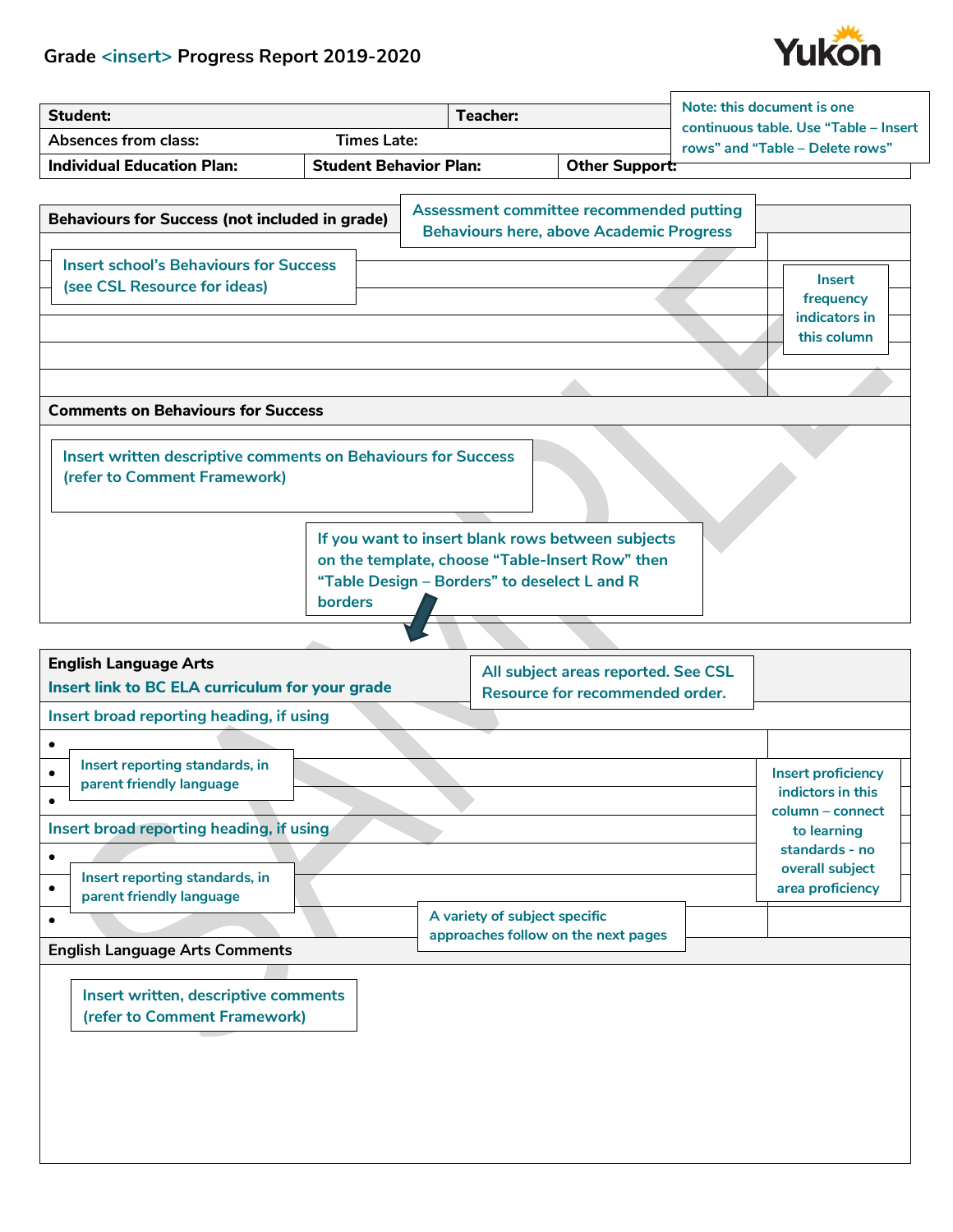# Grade <insert> Progress Report 2019-2020

Yukon

> Note: this document is one continuous table. Use "Table – Insert rows" and "Table – Delete rows"

| **Student:** | | **Teacher:** |
|---|---|---|
| **Absences from class:** | **Times Late:** | |
| **Individual Education Plan:** | **Student Behavior Plan:** | **Other Support:** |

> Assessment committee recommended putting Behaviours here, above Academic Progress

| **Behaviours for Success (not included in grade)** | |
|---|---|
| | |
| Insert school's Behaviours for Success (see CSL Resource for ideas) | Insert frequency indicators in this column |
| | |
| | |
| | |
| | |
| **Comments on Behaviours for Success** | |
| Insert written descriptive comments on Behaviours for Success (refer to Comment Framework) | |

> If you want to insert blank rows between subjects on the template, choose "Table-Insert Row" then "Table Design – Borders" to deselect L and R borders

> All subject areas reported. See CSL Resource for recommended order.

| **English Language Arts**<br>**Insert link to BC ELA curriculum for your grade** | |
|---|---|
| Insert broad reporting heading, if using | |
| • | |
| • Insert reporting standards, in parent friendly language | Insert proficiency indictors in this column – connect to learning standards - no overall subject area proficiency |
| • | |
| Insert broad reporting heading, if using | |
| • | |
| • Insert reporting standards, in parent friendly language | |
| • | |
| **English Language Arts Comments** | |
| Insert written, descriptive comments (refer to Comment Framework) | |

> A variety of subject specific approaches follow on the next pages

SAMPLE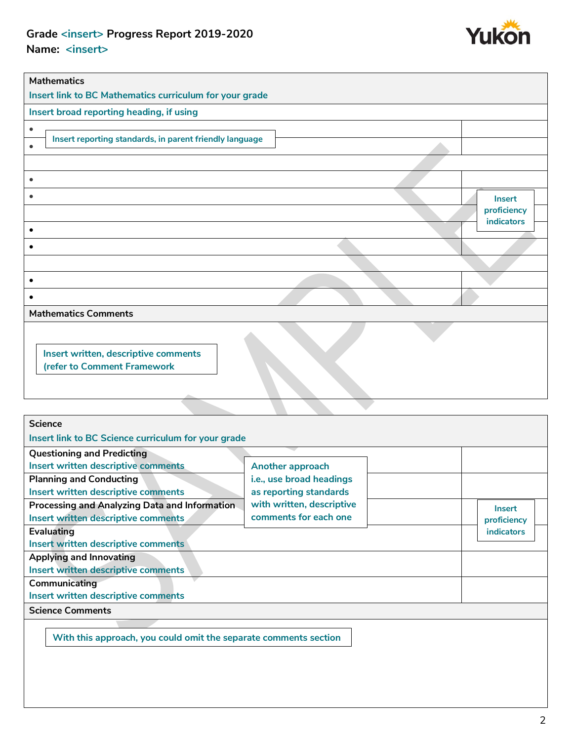**Grade <insert> Progress Report 2019-2020**
**Name: <insert>**

| Mathematics<br>Insert link to BC Mathematics curriculum for your grade | |
|---|---|
| Insert broad reporting heading, if using | |
| • Insert reporting standards, in parent friendly language | |
| • | |
| | |
| • | |
| • | Insert proficiency indicators |
| | |
| • | |
| • | |
| | |
| • | |
| • | |
| **Mathematics Comments** | |
| Insert written, descriptive comments (refer to Comment Framework | |

| Science<br>Insert link to BC Science curriculum for your grade | |
|---|---|
| Questioning and Predicting<br>Insert written descriptive comments | |
| Planning and Conducting<br>Insert written descriptive comments | |
| Processing and Analyzing Data and Information<br>Insert written descriptive comments | Insert proficiency indicators |
| Evaluating<br>Insert written descriptive comments | |
| Applying and Innovating<br>Insert written descriptive comments | |
| Communicating<br>Insert written descriptive comments | |
| **Science Comments** | |
| With this approach, you could omit the separate comments section | |

Another approach i.e., use broad headings as reporting standards with written, descriptive comments for each one

SAMPLE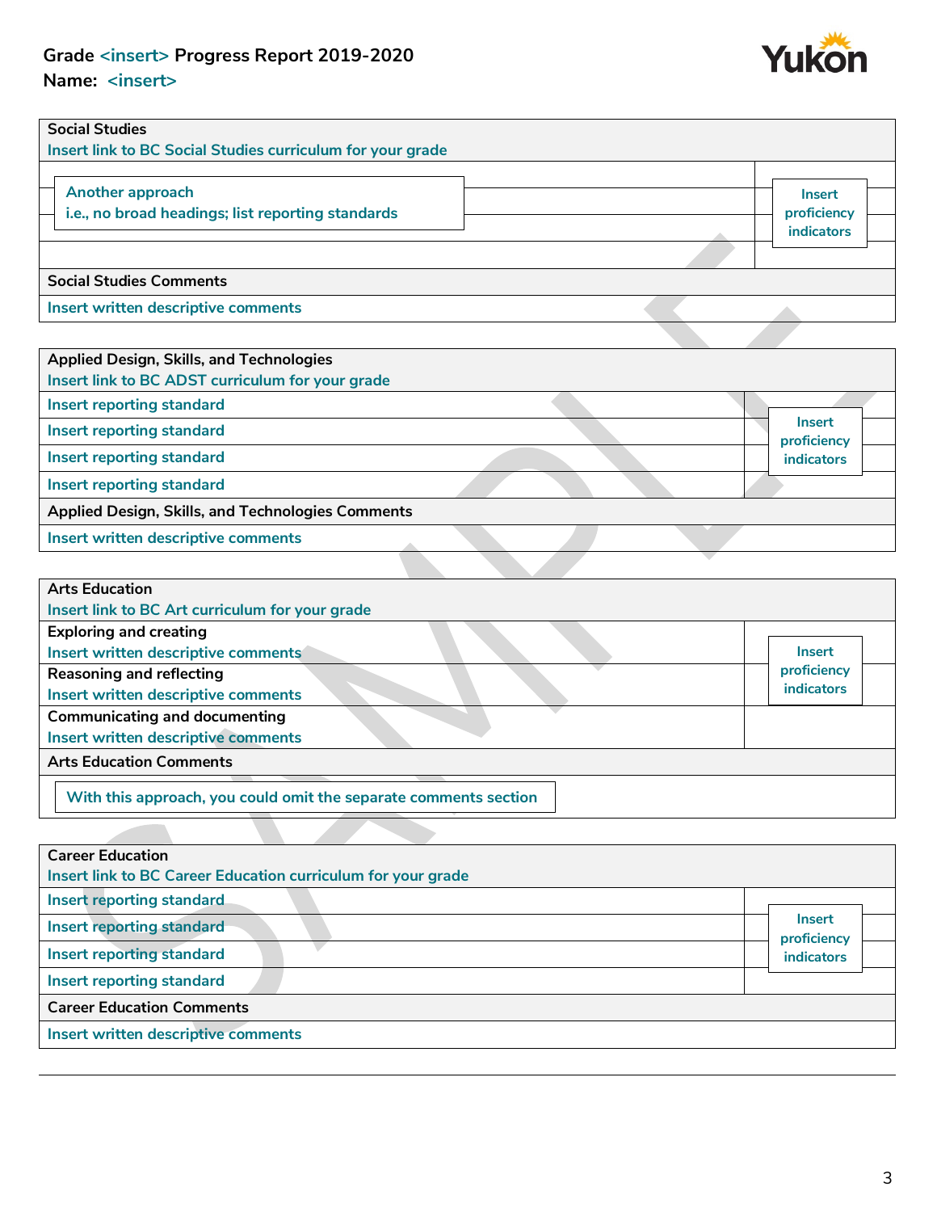**Grade <insert> Progress Report 2019-2020**

**Name: <insert>**

| Social Studies<br>Insert link to BC Social Studies curriculum for your grade | |
|---|---|
| Another approach<br>i.e., no broad headings; list reporting standards | Insert proficiency indicators |
| | |
| **Social Studies Comments** | |
| Insert written descriptive comments | |

| Applied Design, Skills, and Technologies<br>Insert link to BC ADST curriculum for your grade | |
|---|---|
| Insert reporting standard | Insert proficiency indicators |
| Insert reporting standard | |
| Insert reporting standard | |
| Insert reporting standard | |
| **Applied Design, Skills, and Technologies Comments** | |
| Insert written descriptive comments | |

| Arts Education<br>Insert link to BC Art curriculum for your grade | |
|---|---|
| Exploring and creating<br>Insert written descriptive comments | Insert proficiency indicators |
| Reasoning and reflecting<br>Insert written descriptive comments | |
| Communicating and documenting<br>Insert written descriptive comments | |
| **Arts Education Comments** | |
| With this approach, you could omit the separate comments section | |

| Career Education<br>Insert link to BC Career Education curriculum for your grade | |
|---|---|
| Insert reporting standard | Insert proficiency indicators |
| Insert reporting standard | |
| Insert reporting standard | |
| Insert reporting standard | |
| **Career Education Comments** | |
| Insert written descriptive comments | |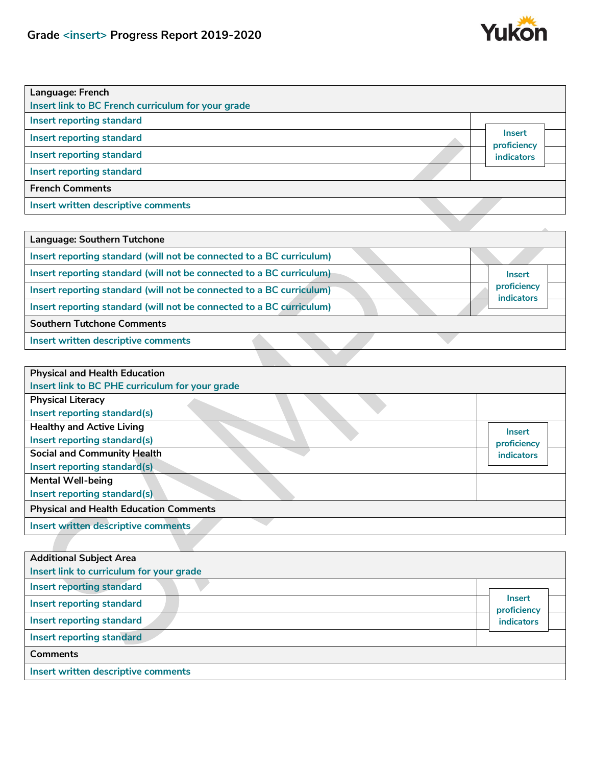## Grade <insert> Progress Report 2019-2020

| | |
|---|---|
| **Language: French**<br>Insert link to BC French curriculum for your grade | |
| Insert reporting standard | Insert proficiency indicators |
| Insert reporting standard | |
| Insert reporting standard | |
| Insert reporting standard | |
| **French Comments** | |
| Insert written descriptive comments | |

| | |
|---|---|
| **Language: Southern Tutchone** | |
| Insert reporting standard (will not be connected to a BC curriculum) | Insert proficiency indicators |
| Insert reporting standard (will not be connected to a BC curriculum) | |
| Insert reporting standard (will not be connected to a BC curriculum) | |
| Insert reporting standard (will not be connected to a BC curriculum) | |
| **Southern Tutchone Comments** | |
| Insert written descriptive comments | |

| | |
|---|---|
| **Physical and Health Education**<br>Insert link to BC PHE curriculum for your grade | |
| **Physical Literacy**<br>Insert reporting standard(s) | Insert proficiency indicators |
| **Healthy and Active Living**<br>Insert reporting standard(s) | |
| **Social and Community Health**<br>Insert reporting standard(s) | |
| **Mental Well-being**<br>Insert reporting standard(s) | |
| **Physical and Health Education Comments** | |
| Insert written descriptive comments | |

| | |
|---|---|
| **Additional Subject Area**<br>Insert link to curriculum for your grade | |
| Insert reporting standard | Insert proficiency indicators |
| Insert reporting standard | |
| Insert reporting standard | |
| Insert reporting standard | |
| **Comments** | |
| Insert written descriptive comments | |